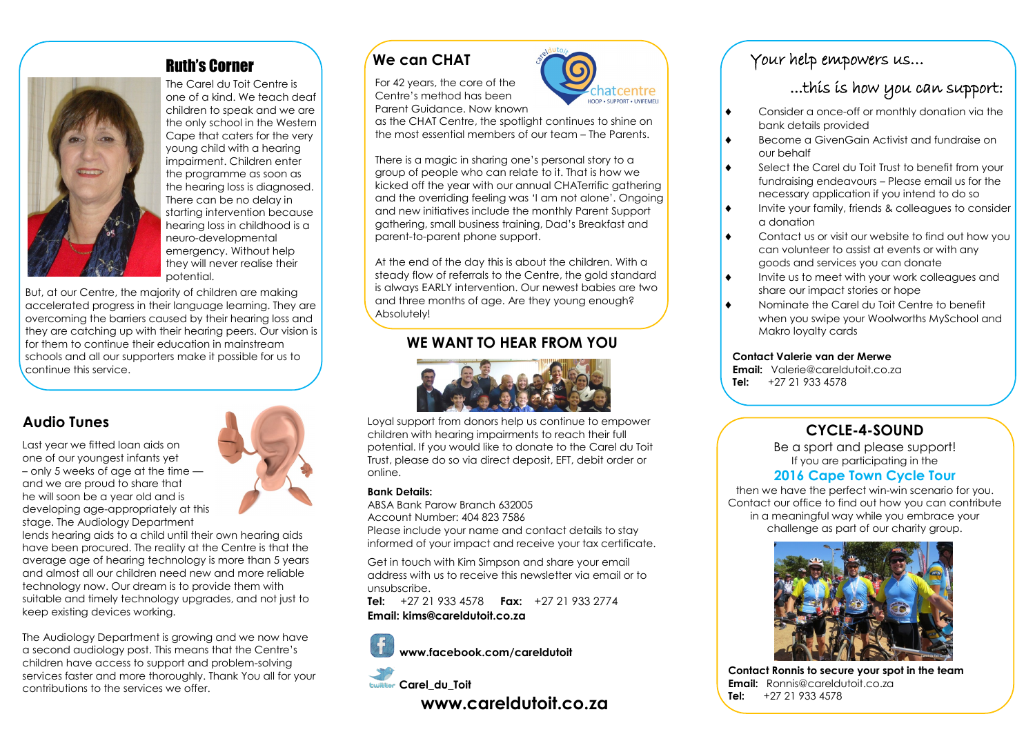## Ruth's Corner

The Carel du Toit Centre is one of a kind. We teach deaf children to speak and we are the only school in the Western Cape that caters for the very young child with a hearing impairment. Children enter the programme as soon as the hearing loss is diagnosed. There can be no delay in starting intervention because hearing loss in childhood is a neuro-developmental emergency. Without help they will never realise their potential.

But, at our Centre, the majority of children are making accelerated progress in their language learning. They are overcoming the barriers caused by their hearing loss and they are catching up with their hearing peers. Our vision is for them to continue their education in mainstream schools and all our supporters make it possible for us to continue this service.

## Audio Tunes

Last year we fitted loan aids on one of our youngest infants yet – only 5 weeks of age at the time — and we are proud to share that he will soon be a year old and is developing age-appropriately at this stage. The Audiology Department lends hearing aids to a child until their own hearing aids have been procured. The reality at the Centre is that the average age of hearing technology is more than 5 years and almost all our children need new and more reliable technology now. Our dream is to provide them with suitable and timely technology upgrades, and not just to keep existing devices working.

The Audiology Department is growing and we now have a second audiology post. This means that the Centre's children have access to support and problem-solving services faster and more thoroughly. Thank You all for your contributions to the services we offer.

## We can CHAT

carel du toit chatcentre HOOP • SUPPORT • UYIFEMELI

For 42 years, the core of the Centre's method has been Parent Guidance. Now known as the CHAT Centre, the spotlight continues to shine on the most essential members of our team – The Parents.

There is a magic in sharing one's personal story to a group of people who can relate to it. That is how we kicked off the year with our annual CHATerrific gathering and the overriding feeling was 'I am not alone'. Ongoing and new initiatives include the monthly Parent Support gathering, small business training, Dad's Breakfast and parent-to-parent phone support.

At the end of the day this is about the children. With a steady flow of referrals to the Centre, the gold standard is always EARLY intervention. Our newest babies are two and three months of age. Are they young enough? Absolutely!

## WE WANT TO HEAR FROM YOU

Loyal support from donors help us continue to empower children with hearing impairments to reach their full potential. If you would like to donate to the Carel du Toit Trust, please do so via direct deposit, EFT, debit order or online.

**Bank Details:**
ABSA Bank Parow Branch 632005
Account Number: 404 823 7586
Please include your name and contact details to stay informed of your impact and receive your tax certificate.

Get in touch with Kim Simpson and share your email address with us to receive this newsletter via email or to unsubscribe.
**Tel:** +27 21 933 4578 **Fax:** +27 21 933 2774
**Email: kims@careldutoit.co.za**

**www.facebook.com/careldutoit**

**Carel_du_Toit**

**www.careldutoit.co.za**

## Your help empowers us...

### ...this is how you can support:

- Consider a once-off or monthly donation via the bank details provided
- Become a GivenGain Activist and fundraise on our behalf
- Select the Carel du Toit Trust to benefit from your fundraising endeavours – Please email us for the necessary application if you intend to do so
- Invite your family, friends & colleagues to consider a donation
- Contact us or visit our website to find out how you can volunteer to assist at events or with any goods and services you can donate
- Invite us to meet with your work colleagues and share our impact stories or hope
- Nominate the Carel du Toit Centre to benefit when you swipe your Woolworths MySchool and Makro loyalty cards

**Contact Valerie van der Merwe**
**Email:** Valerie@careldutoit.co.za
**Tel:** +27 21 933 4578

## CYCLE-4-SOUND

Be a sport and please support!
If you are participating in the
**2016 Cape Town Cycle Tour**
then we have the perfect win-win scenario for you. Contact our office to find out how you can contribute in a meaningful way while you embrace your challenge as part of our charity group.

**Contact Ronnis to secure your spot in the team**
**Email:** Ronnis@careldutoit.co.za
**Tel:** +27 21 933 4578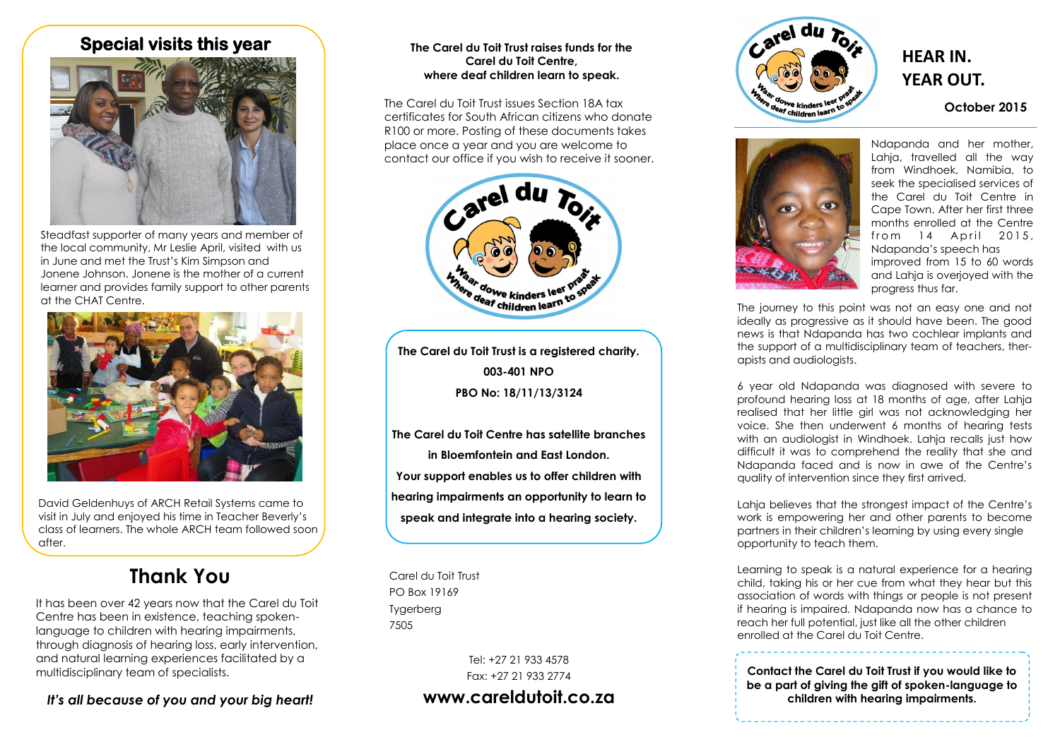## Special visits this year

Steadfast supporter of many years and member of the local community, Mr Leslie April, visited with us in June and met the Trust's Kim Simpson and Jonene Johnson. Jonene is the mother of a current learner and provides family support to other parents at the CHAT Centre.

David Geldenhuys of ARCH Retail Systems came to visit in July and enjoyed his time in Teacher Beverly's class of learners. The whole ARCH team followed soon after.

# Thank You

It has been over 42 years now that the Carel du Toit Centre has been in existence, teaching spoken-language to children with hearing impairments, through diagnosis of hearing loss, early intervention, and natural learning experiences facilitated by a multidisciplinary team of specialists.

***It's all because of you and your big heart!***

**The Carel du Toit Trust raises funds for the Carel du Toit Centre, where deaf children learn to speak.**

The Carel du Toit Trust issues Section 18A tax certificates for South African citizens who donate R100 or more. Posting of these documents takes place once a year and you are welcome to contact our office if you wish to receive it sooner.

Carel du Toit
Waar dowe kinders leer praat
Where deaf children learn to speak

**The Carel du Toit Trust is a registered charity.**

**003-401 NPO**

**PBO No: 18/11/13/3124**

**The Carel du Toit Centre has satellite branches in Bloemfontein and East London. Your support enables us to offer children with hearing impairments an opportunity to learn to speak and integrate into a hearing society.**

Carel du Toit Trust
PO Box 19169
Tygerberg
7505

Tel: +27 21 933 4578
Fax: +27 21 933 2774

**www.careldutoit.co.za**

# HEAR IN. YEAR OUT.

**October 2015**

Ndapanda and her mother, Lahja, travelled all the way from Windhoek, Namibia, to seek the specialised services of the Carel du Toit Centre in Cape Town. After her first three months enrolled at the Centre from 14 April 2015, Ndapanda's speech has improved from 15 to 60 words and Lahja is overjoyed with the progress thus far.

The journey to this point was not an easy one and not ideally as progressive as it should have been. The good news is that Ndapanda has two cochlear implants and the support of a multidisciplinary team of teachers, therapists and audiologists.

6 year old Ndapanda was diagnosed with severe to profound hearing loss at 18 months of age, after Lahja realised that her little girl was not acknowledging her voice. She then underwent 6 months of hearing tests with an audiologist in Windhoek. Lahja recalls just how difficult it was to comprehend the reality that she and Ndapanda faced and is now in awe of the Centre's quality of intervention since they first arrived.

Lahja believes that the strongest impact of the Centre's work is empowering her and other parents to become partners in their children's learning by using every single opportunity to teach them.

Learning to speak is a natural experience for a hearing child, taking his or her cue from what they hear but this association of words with things or people is not present if hearing is impaired. Ndapanda now has a chance to reach her full potential, just like all the other children enrolled at the Carel du Toit Centre.

**Contact the Carel du Toit Trust if you would like to be a part of giving the gift of spoken-language to children with hearing impairments.**